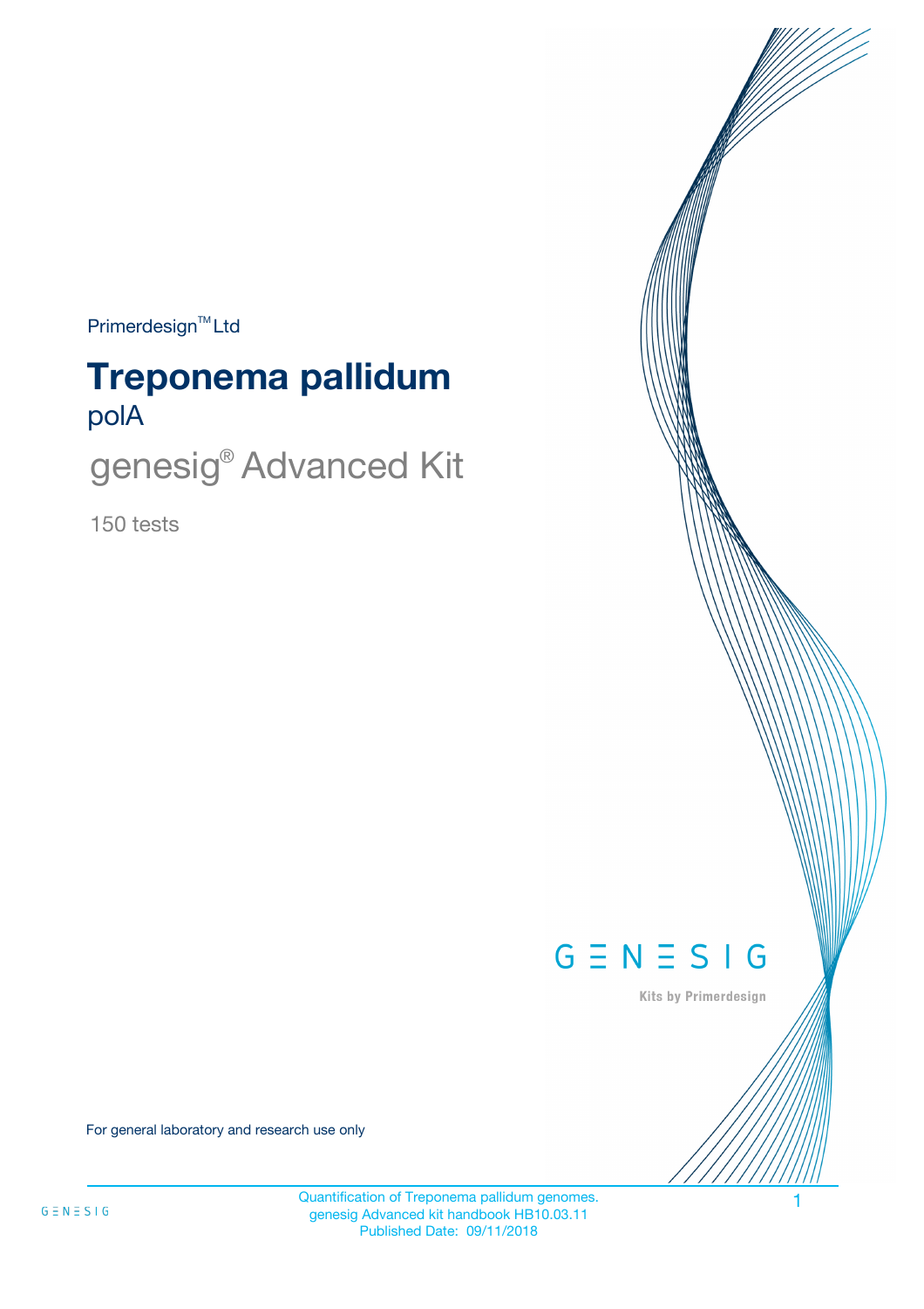Primerdesign™ Ltd

# Treponema pallidum

polA

## genesig® Advanced Kit

150 tests

GENESIG

Kits by Primerdesign

For general laboratory and research use only

Quantification of Treponema pallidum genomes.
genesig Advanced kit handbook HB10.03.11
Published Date: 09/11/2018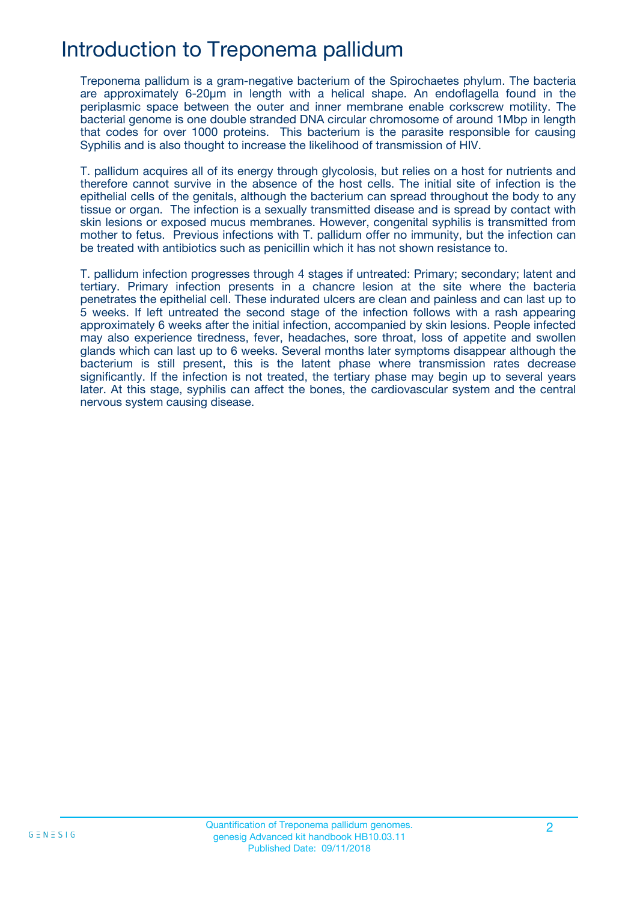# Introduction to Treponema pallidum

Treponema pallidum is a gram-negative bacterium of the Spirochaetes phylum. The bacteria are approximately 6-20µm in length with a helical shape. An endoflagella found in the periplasmic space between the outer and inner membrane enable corkscrew motility. The bacterial genome is one double stranded DNA circular chromosome of around 1Mbp in length that codes for over 1000 proteins. This bacterium is the parasite responsible for causing Syphilis and is also thought to increase the likelihood of transmission of HIV.

T. pallidum acquires all of its energy through glycolosis, but relies on a host for nutrients and therefore cannot survive in the absence of the host cells. The initial site of infection is the epithelial cells of the genitals, although the bacterium can spread throughout the body to any tissue or organ. The infection is a sexually transmitted disease and is spread by contact with skin lesions or exposed mucus membranes. However, congenital syphilis is transmitted from mother to fetus. Previous infections with T. pallidum offer no immunity, but the infection can be treated with antibiotics such as penicillin which it has not shown resistance to.

T. pallidum infection progresses through 4 stages if untreated: Primary; secondary; latent and tertiary. Primary infection presents in a chancre lesion at the site where the bacteria penetrates the epithelial cell. These indurated ulcers are clean and painless and can last up to 5 weeks. If left untreated the second stage of the infection follows with a rash appearing approximately 6 weeks after the initial infection, accompanied by skin lesions. People infected may also experience tiredness, fever, headaches, sore throat, loss of appetite and swollen glands which can last up to 6 weeks. Several months later symptoms disappear although the bacterium is still present, this is the latent phase where transmission rates decrease significantly. If the infection is not treated, the tertiary phase may begin up to several years later. At this stage, syphilis can affect the bones, the cardiovascular system and the central nervous system causing disease.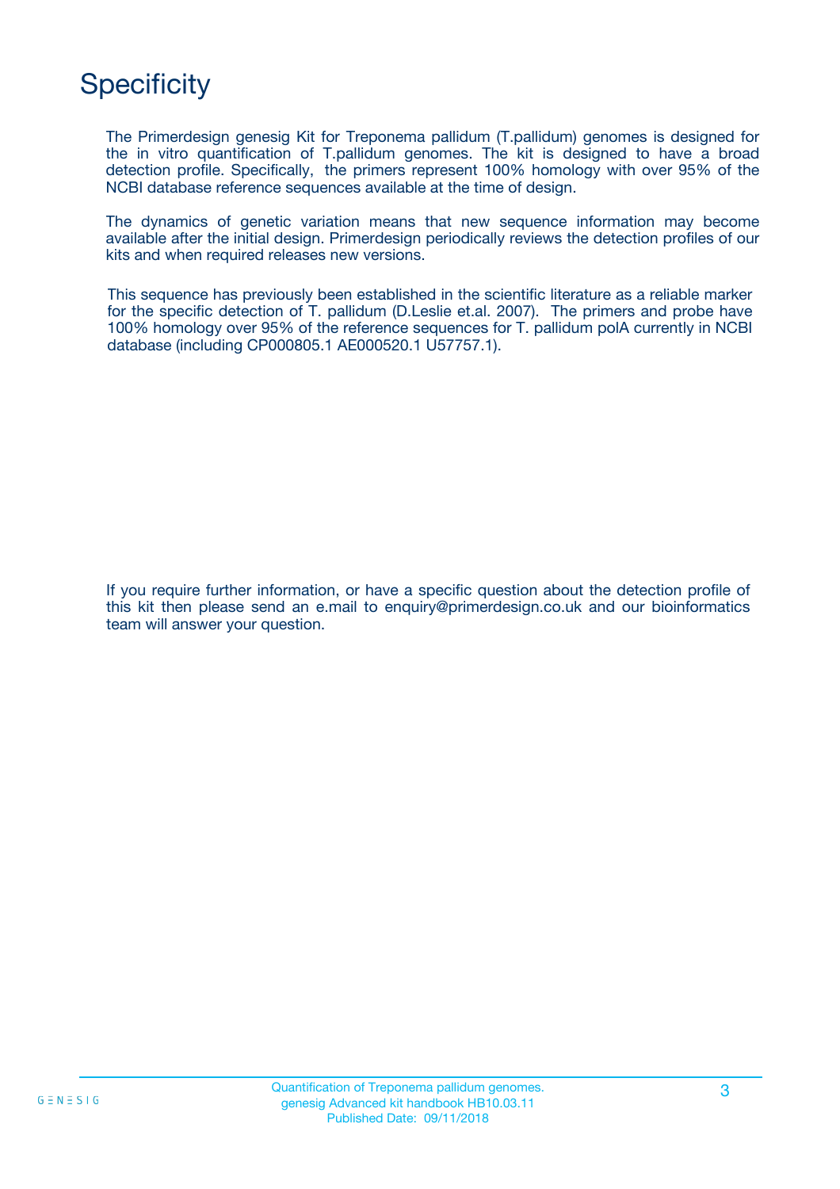# Specificity

The Primerdesign genesig Kit for Treponema pallidum (T.pallidum) genomes is designed for the in vitro quantification of T.pallidum genomes. The kit is designed to have a broad detection profile. Specifically, the primers represent 100% homology with over 95% of the NCBI database reference sequences available at the time of design.

The dynamics of genetic variation means that new sequence information may become available after the initial design. Primerdesign periodically reviews the detection profiles of our kits and when required releases new versions.

This sequence has previously been established in the scientific literature as a reliable marker for the specific detection of T. pallidum (D.Leslie et.al. 2007). The primers and probe have 100% homology over 95% of the reference sequences for T. pallidum polA currently in NCBI database (including CP000805.1 AE000520.1 U57757.1).

If you require further information, or have a specific question about the detection profile of this kit then please send an e.mail to enquiry@primerdesign.co.uk and our bioinformatics team will answer your question.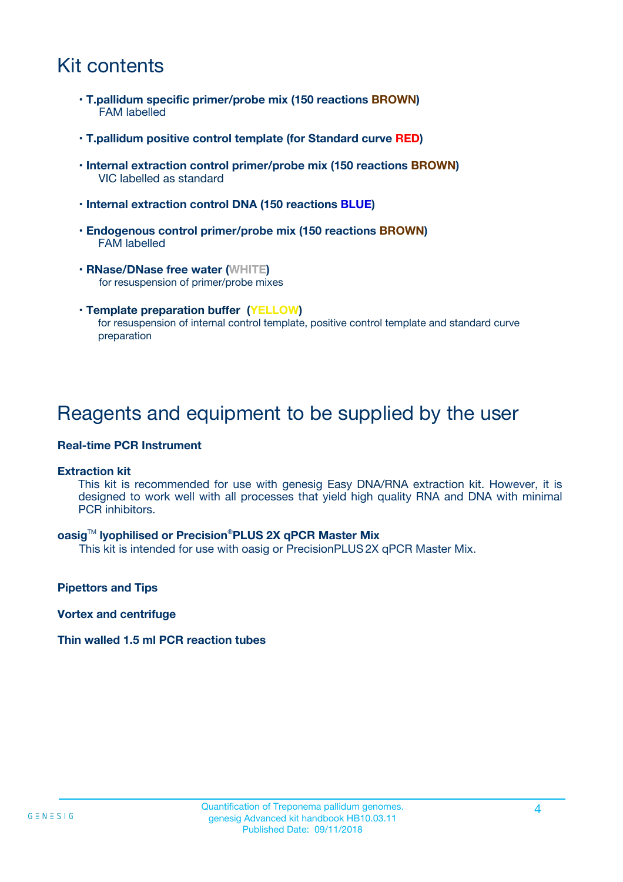# Kit contents

- **T.pallidum specific primer/probe mix (150 reactions BROWN)**
  FAM labelled

- **T.pallidum positive control template (for Standard curve RED)**

- **Internal extraction control primer/probe mix (150 reactions BROWN)**
  VIC labelled as standard

- **Internal extraction control DNA (150 reactions BLUE)**

- **Endogenous control primer/probe mix (150 reactions BROWN)**
  FAM labelled

- **RNase/DNase free water (WHITE)**
  for resuspension of primer/probe mixes

- **Template preparation buffer (YELLOW)**
  for resuspension of internal control template, positive control template and standard curve preparation

# Reagents and equipment to be supplied by the user

**Real-time PCR Instrument**

**Extraction kit**

This kit is recommended for use with genesig Easy DNA/RNA extraction kit. However, it is designed to work well with all processes that yield high quality RNA and DNA with minimal PCR inhibitors.

**oasig™ lyophilised or Precision®PLUS 2X qPCR Master Mix**

This kit is intended for use with oasig or PrecisionPLUS 2X qPCR Master Mix.

**Pipettors and Tips**

**Vortex and centrifuge**

**Thin walled 1.5 ml PCR reaction tubes**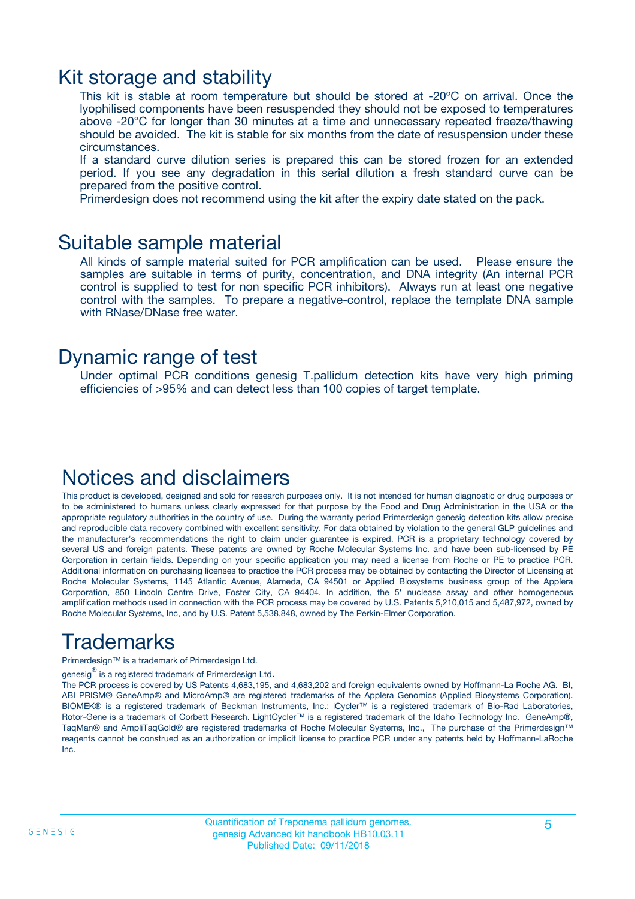## Kit storage and stability

This kit is stable at room temperature but should be stored at -20ºC on arrival. Once the lyophilised components have been resuspended they should not be exposed to temperatures above -20°C for longer than 30 minutes at a time and unnecessary repeated freeze/thawing should be avoided. The kit is stable for six months from the date of resuspension under these circumstances.

If a standard curve dilution series is prepared this can be stored frozen for an extended period. If you see any degradation in this serial dilution a fresh standard curve can be prepared from the positive control.

Primerdesign does not recommend using the kit after the expiry date stated on the pack.

## Suitable sample material

All kinds of sample material suited for PCR amplification can be used. Please ensure the samples are suitable in terms of purity, concentration, and DNA integrity (An internal PCR control is supplied to test for non specific PCR inhibitors). Always run at least one negative control with the samples. To prepare a negative-control, replace the template DNA sample with RNase/DNase free water.

## Dynamic range of test

Under optimal PCR conditions genesig T.pallidum detection kits have very high priming efficiencies of >95% and can detect less than 100 copies of target template.

## Notices and disclaimers

This product is developed, designed and sold for research purposes only. It is not intended for human diagnostic or drug purposes or to be administered to humans unless clearly expressed for that purpose by the Food and Drug Administration in the USA or the appropriate regulatory authorities in the country of use. During the warranty period Primerdesign genesig detection kits allow precise and reproducible data recovery combined with excellent sensitivity. For data obtained by violation to the general GLP guidelines and the manufacturer's recommendations the right to claim under guarantee is expired. PCR is a proprietary technology covered by several US and foreign patents. These patents are owned by Roche Molecular Systems Inc. and have been sub-licensed by PE Corporation in certain fields. Depending on your specific application you may need a license from Roche or PE to practice PCR. Additional information on purchasing licenses to practice the PCR process may be obtained by contacting the Director of Licensing at Roche Molecular Systems, 1145 Atlantic Avenue, Alameda, CA 94501 or Applied Biosystems business group of the Applera Corporation, 850 Lincoln Centre Drive, Foster City, CA 94404. In addition, the 5' nuclease assay and other homogeneous amplification methods used in connection with the PCR process may be covered by U.S. Patents 5,210,015 and 5,487,972, owned by Roche Molecular Systems, Inc, and by U.S. Patent 5,538,848, owned by The Perkin-Elmer Corporation.

## Trademarks

Primerdesign™ is a trademark of Primerdesign Ltd.

genesig® is a registered trademark of Primerdesign Ltd.

The PCR process is covered by US Patents 4,683,195, and 4,683,202 and foreign equivalents owned by Hoffmann-La Roche AG. BI, ABI PRISM® GeneAmp® and MicroAmp® are registered trademarks of the Applera Genomics (Applied Biosystems Corporation). BIOMEK® is a registered trademark of Beckman Instruments, Inc.; iCycler™ is a registered trademark of Bio-Rad Laboratories, Rotor-Gene is a trademark of Corbett Research. LightCycler™ is a registered trademark of the Idaho Technology Inc. GeneAmp®, TaqMan® and AmpliTaqGold® are registered trademarks of Roche Molecular Systems, Inc., The purchase of the Primerdesign™ reagents cannot be construed as an authorization or implicit license to practice PCR under any patents held by Hoffmann-LaRoche Inc.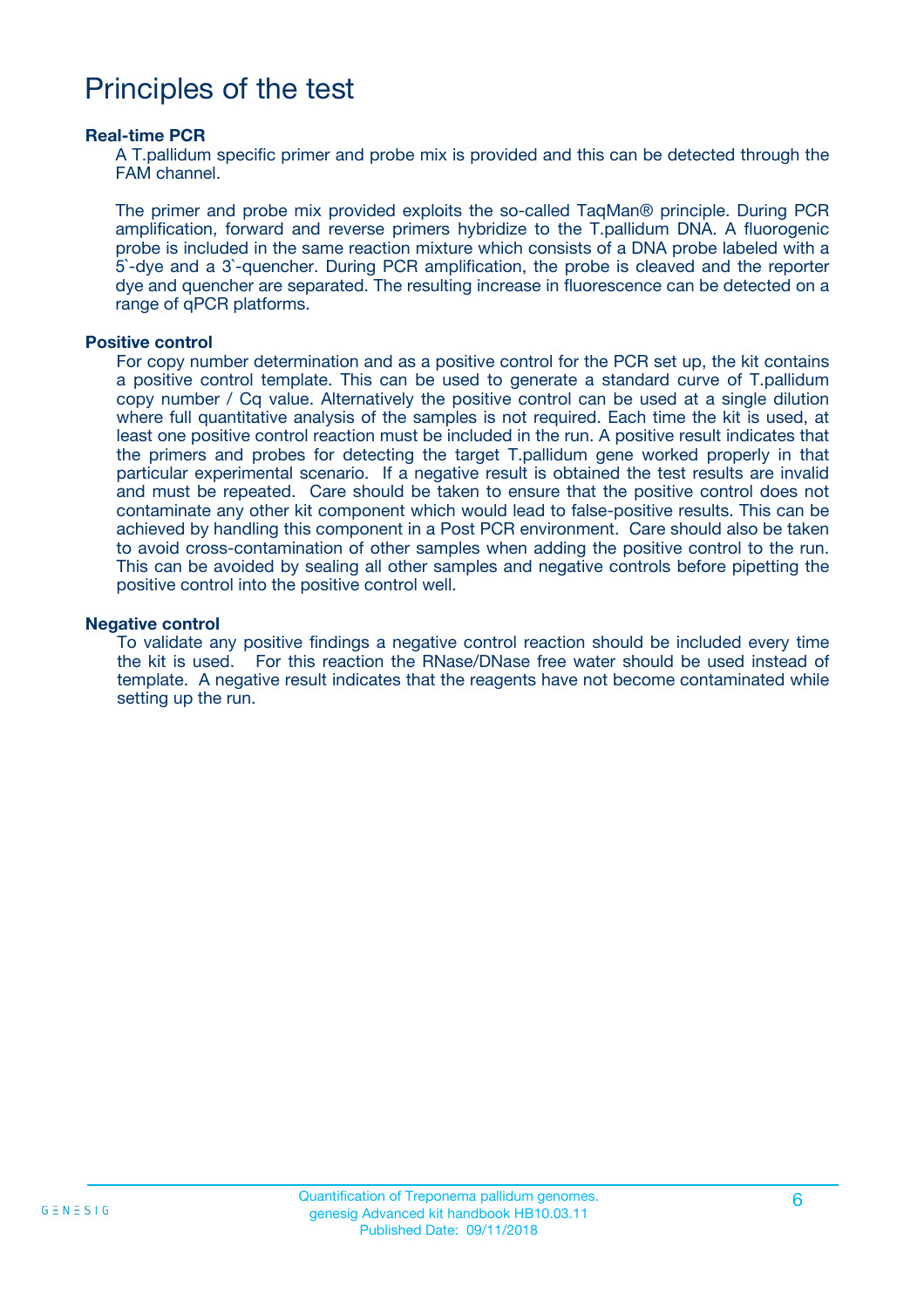# Principles of the test

**Real-time PCR**

A T.pallidum specific primer and probe mix is provided and this can be detected through the FAM channel.

The primer and probe mix provided exploits the so-called TaqMan® principle. During PCR amplification, forward and reverse primers hybridize to the T.pallidum DNA. A fluorogenic probe is included in the same reaction mixture which consists of a DNA probe labeled with a 5`-dye and a 3`-quencher. During PCR amplification, the probe is cleaved and the reporter dye and quencher are separated. The resulting increase in fluorescence can be detected on a range of qPCR platforms.

**Positive control**

For copy number determination and as a positive control for the PCR set up, the kit contains a positive control template. This can be used to generate a standard curve of T.pallidum copy number / Cq value. Alternatively the positive control can be used at a single dilution where full quantitative analysis of the samples is not required. Each time the kit is used, at least one positive control reaction must be included in the run. A positive result indicates that the primers and probes for detecting the target T.pallidum gene worked properly in that particular experimental scenario. If a negative result is obtained the test results are invalid and must be repeated. Care should be taken to ensure that the positive control does not contaminate any other kit component which would lead to false-positive results. This can be achieved by handling this component in a Post PCR environment. Care should also be taken to avoid cross-contamination of other samples when adding the positive control to the run. This can be avoided by sealing all other samples and negative controls before pipetting the positive control into the positive control well.

**Negative control**

To validate any positive findings a negative control reaction should be included every time the kit is used. For this reaction the RNase/DNase free water should be used instead of template. A negative result indicates that the reagents have not become contaminated while setting up the run.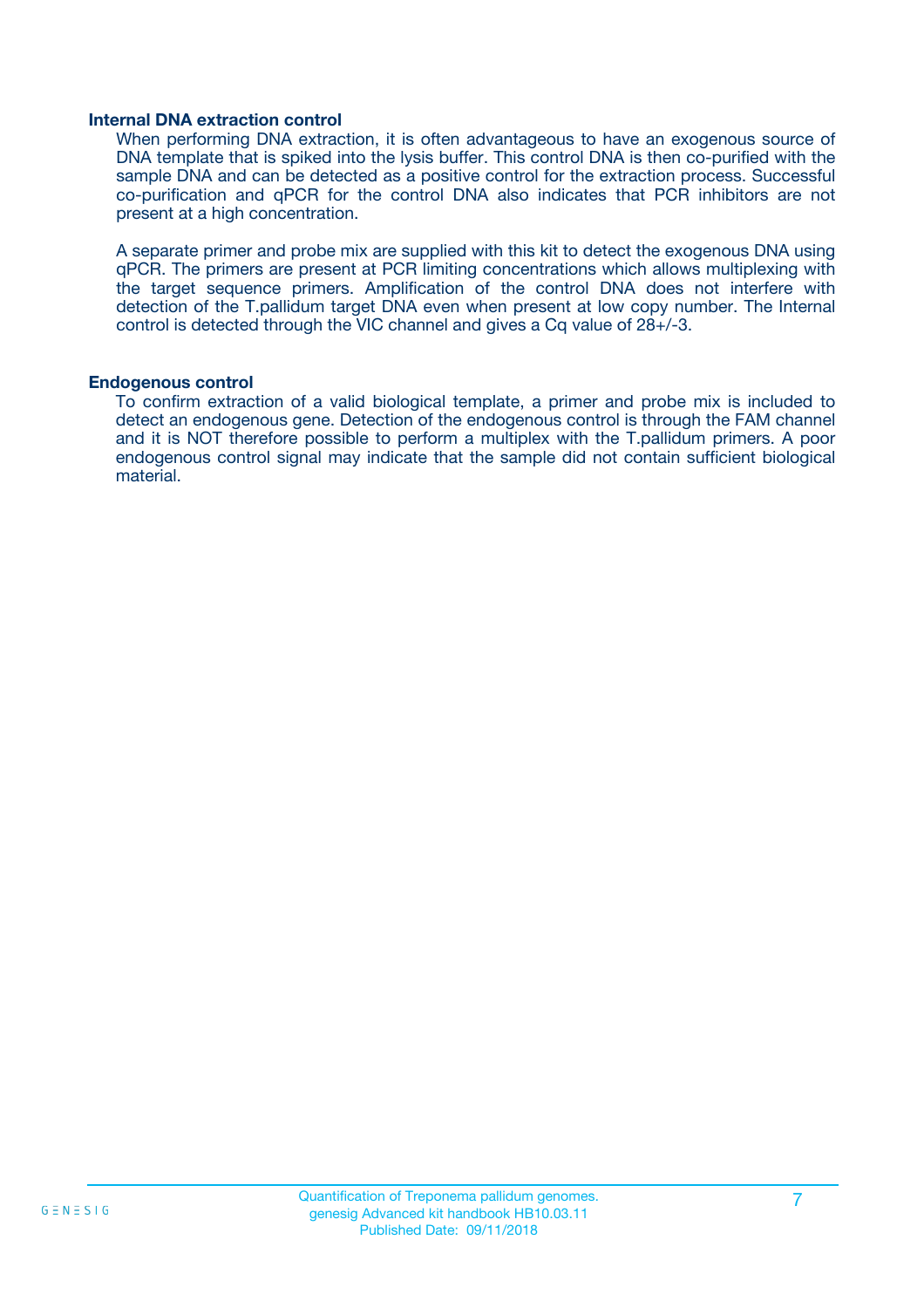### Internal DNA extraction control

When performing DNA extraction, it is often advantageous to have an exogenous source of DNA template that is spiked into the lysis buffer. This control DNA is then co-purified with the sample DNA and can be detected as a positive control for the extraction process. Successful co-purification and qPCR for the control DNA also indicates that PCR inhibitors are not present at a high concentration.

A separate primer and probe mix are supplied with this kit to detect the exogenous DNA using qPCR. The primers are present at PCR limiting concentrations which allows multiplexing with the target sequence primers. Amplification of the control DNA does not interfere with detection of the T.pallidum target DNA even when present at low copy number. The Internal control is detected through the VIC channel and gives a Cq value of 28+/-3.

### Endogenous control

To confirm extraction of a valid biological template, a primer and probe mix is included to detect an endogenous gene. Detection of the endogenous control is through the FAM channel and it is NOT therefore possible to perform a multiplex with the T.pallidum primers. A poor endogenous control signal may indicate that the sample did not contain sufficient biological material.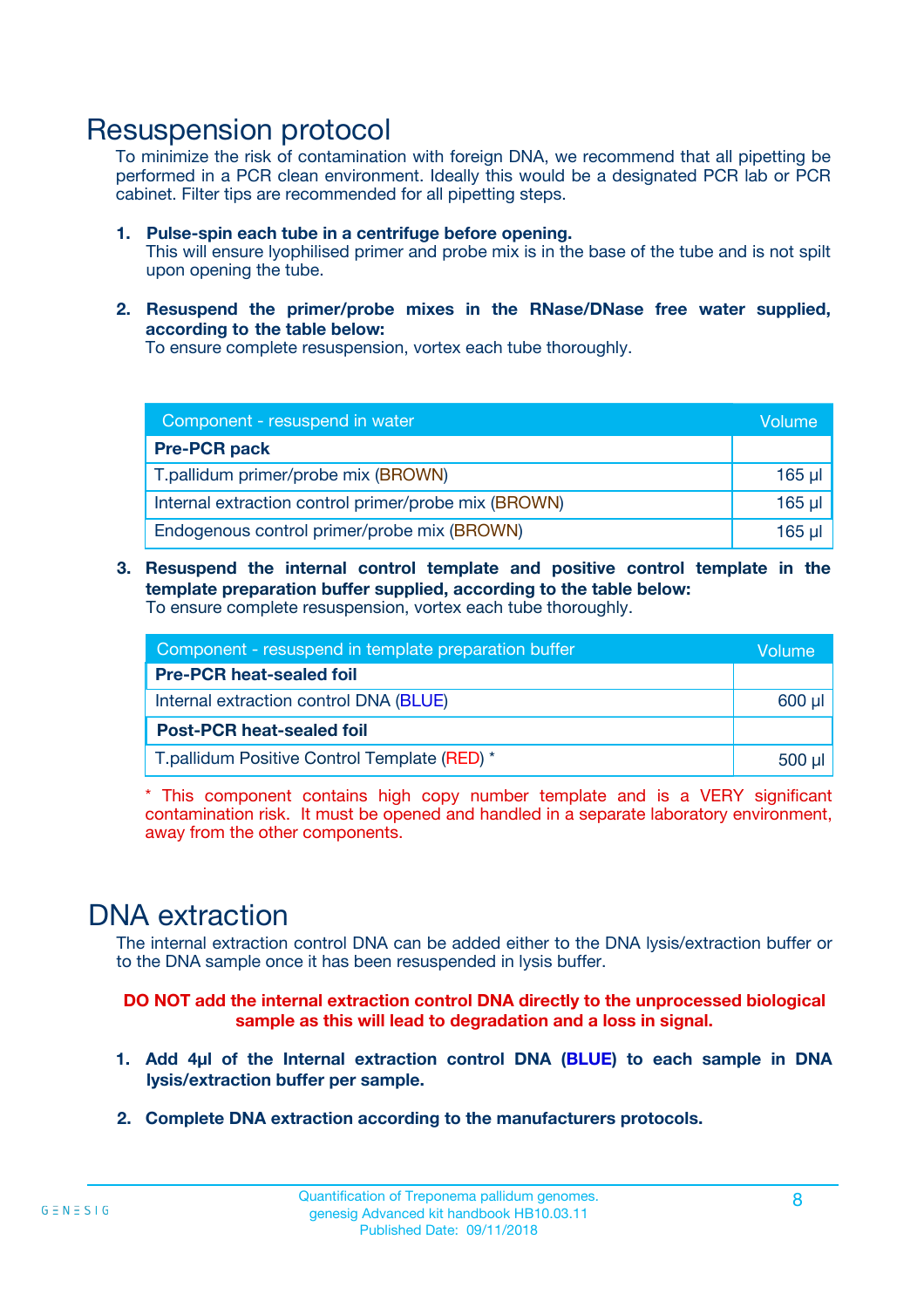# Resuspension protocol

To minimize the risk of contamination with foreign DNA, we recommend that all pipetting be performed in a PCR clean environment. Ideally this would be a designated PCR lab or PCR cabinet. Filter tips are recommended for all pipetting steps.

1. **Pulse-spin each tube in a centrifuge before opening.**
   This will ensure lyophilised primer and probe mix is in the base of the tube and is not spilt upon opening the tube.

2. **Resuspend the primer/probe mixes in the RNase/DNase free water supplied, according to the table below:**
   To ensure complete resuspension, vortex each tube thoroughly.

| Component - resuspend in water | Volume |
|---|---|
| **Pre-PCR pack** | |
| T.pallidum primer/probe mix (BROWN) | 165 µl |
| Internal extraction control primer/probe mix (BROWN) | 165 µl |
| Endogenous control primer/probe mix (BROWN) | 165 µl |

3. **Resuspend the internal control template and positive control template in the template preparation buffer supplied, according to the table below:**
   To ensure complete resuspension, vortex each tube thoroughly.

| Component - resuspend in template preparation buffer | Volume |
|---|---|
| **Pre-PCR heat-sealed foil** | |
| Internal extraction control DNA (BLUE) | 600 µl |
| **Post-PCR heat-sealed foil** | |
| T.pallidum Positive Control Template (RED) * | 500 µl |

* This component contains high copy number template and is a VERY significant contamination risk. It must be opened and handled in a separate laboratory environment, away from the other components.

# DNA extraction

The internal extraction control DNA can be added either to the DNA lysis/extraction buffer or to the DNA sample once it has been resuspended in lysis buffer.

**DO NOT add the internal extraction control DNA directly to the unprocessed biological sample as this will lead to degradation and a loss in signal.**

1. **Add 4µl of the Internal extraction control DNA (BLUE) to each sample in DNA lysis/extraction buffer per sample.**

2. **Complete DNA extraction according to the manufacturers protocols.**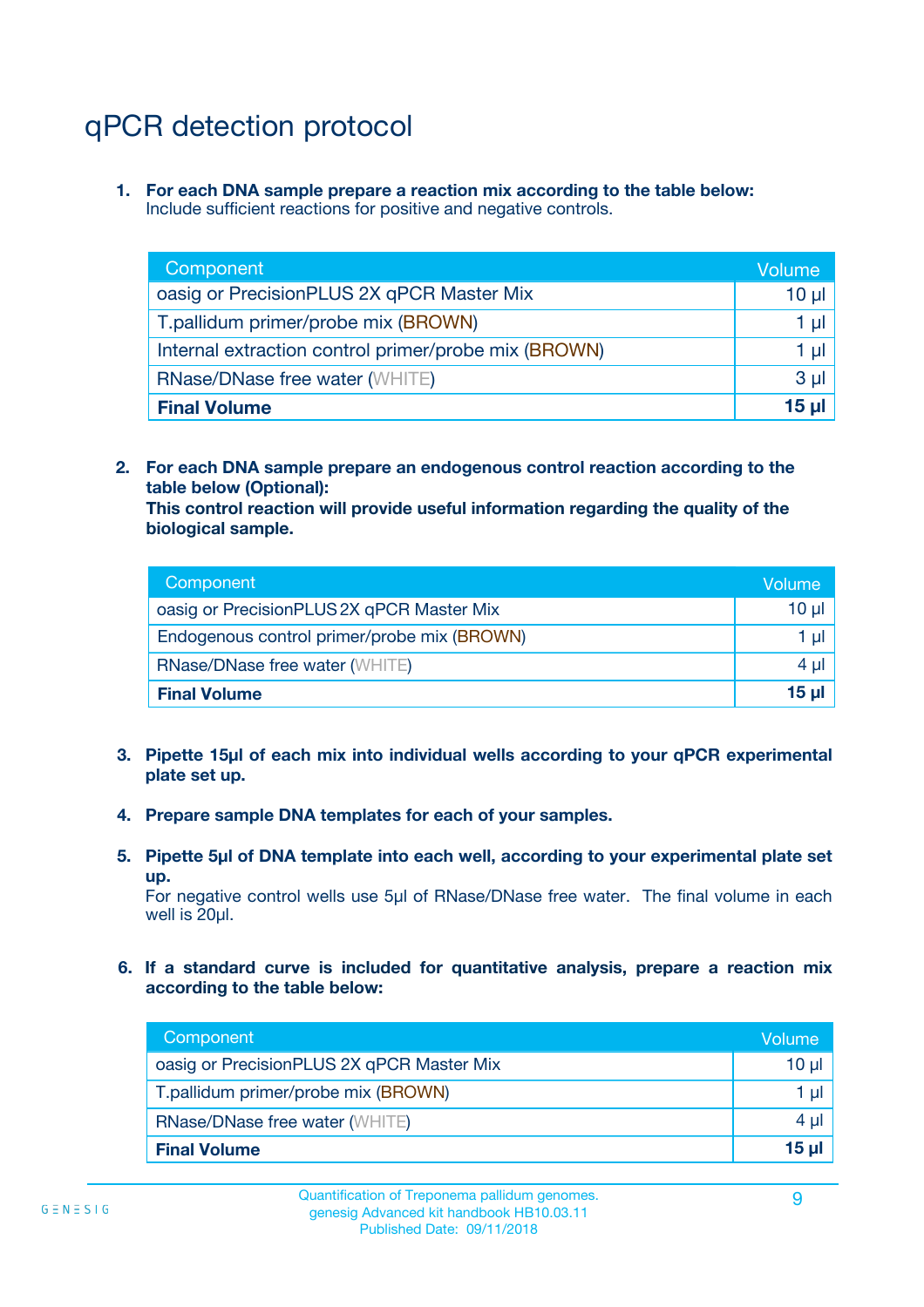# qPCR detection protocol

1. **For each DNA sample prepare a reaction mix according to the table below:**
   Include sufficient reactions for positive and negative controls.

| Component | Volume |
|---|---|
| oasig or PrecisionPLUS 2X qPCR Master Mix | 10 µl |
| T.pallidum primer/probe mix (BROWN) | 1 µl |
| Internal extraction control primer/probe mix (BROWN) | 1 µl |
| RNase/DNase free water (WHITE) | 3 µl |
| **Final Volume** | **15 µl** |

2. **For each DNA sample prepare an endogenous control reaction according to the table below (Optional):**
   **This control reaction will provide useful information regarding the quality of the biological sample.**

| Component | Volume |
|---|---|
| oasig or PrecisionPLUS 2X qPCR Master Mix | 10 µl |
| Endogenous control primer/probe mix (BROWN) | 1 µl |
| RNase/DNase free water (WHITE) | 4 µl |
| **Final Volume** | **15 µl** |

3. **Pipette 15µl of each mix into individual wells according to your qPCR experimental plate set up.**

4. **Prepare sample DNA templates for each of your samples.**

5. **Pipette 5µl of DNA template into each well, according to your experimental plate set up.**
   For negative control wells use 5µl of RNase/DNase free water. The final volume in each well is 20µl.

6. **If a standard curve is included for quantitative analysis, prepare a reaction mix according to the table below:**

| Component | Volume |
|---|---|
| oasig or PrecisionPLUS 2X qPCR Master Mix | 10 µl |
| T.pallidum primer/probe mix (BROWN) | 1 µl |
| RNase/DNase free water (WHITE) | 4 µl |
| **Final Volume** | **15 µl** |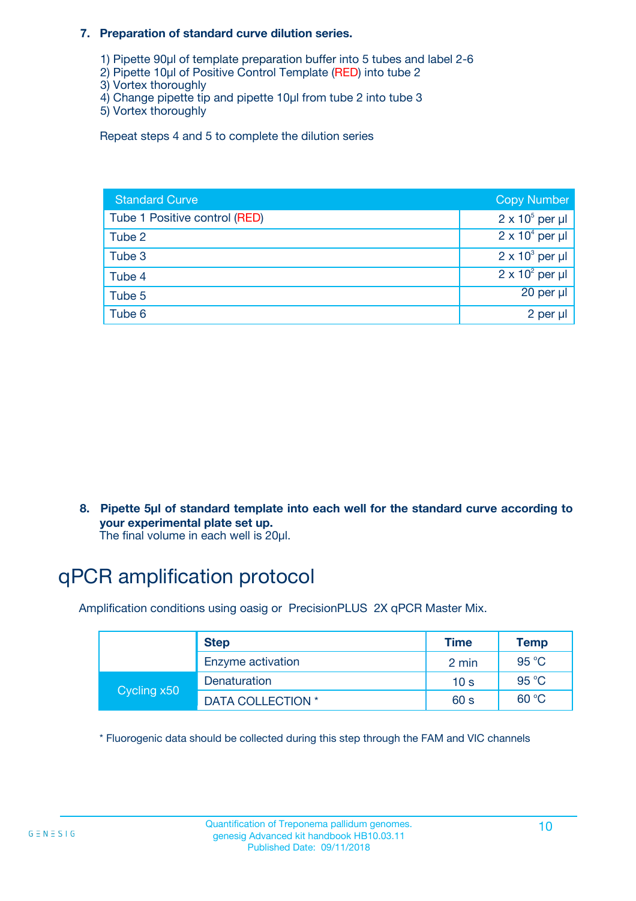**7. Preparation of standard curve dilution series.**

1) Pipette 90µl of template preparation buffer into 5 tubes and label 2-6
2) Pipette 10µl of Positive Control Template (RED) into tube 2
3) Vortex thoroughly
4) Change pipette tip and pipette 10µl from tube 2 into tube 3
5) Vortex thoroughly

Repeat steps 4 and 5 to complete the dilution series

| Standard Curve | Copy Number |
|---|---|
| Tube 1 Positive control (RED) | $2 \times 10^5$ per µl |
| Tube 2 | $2 \times 10^4$ per µl |
| Tube 3 | $2 \times 10^3$ per µl |
| Tube 4 | $2 \times 10^2$ per µl |
| Tube 5 | 20 per µl |
| Tube 6 | 2 per µl |

**8. Pipette 5µl of standard template into each well for the standard curve according to your experimental plate set up.**
The final volume in each well is 20µl.

# qPCR amplification protocol

Amplification conditions using oasig or PrecisionPLUS 2X qPCR Master Mix.

| | Step | Time | Temp |
|---|---|---|---|
| | Enzyme activation | 2 min | 95 °C |
| Cycling x50 | Denaturation | 10 s | 95 °C |
| | DATA COLLECTION * | 60 s | 60 °C |

* Fluorogenic data should be collected during this step through the FAM and VIC channels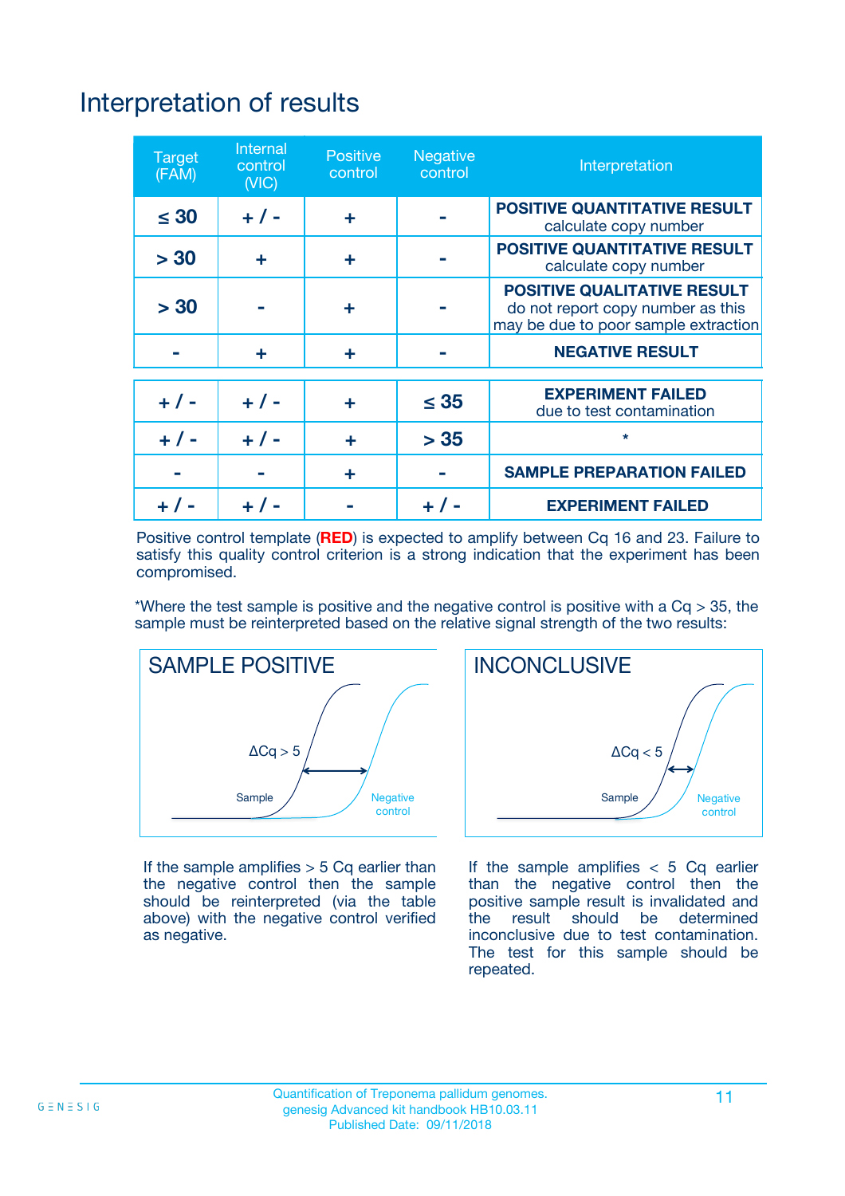# Interpretation of results

| Target (FAM) | Internal control (VIC) | Positive control | Negative control | Interpretation |
|---|---|---|---|---|
| ≤ 30 | + / - | + | - | **POSITIVE QUANTITATIVE RESULT** calculate copy number |
| > 30 | + | + | - | **POSITIVE QUANTITATIVE RESULT** calculate copy number |
| > 30 | - | + | - | **POSITIVE QUALITATIVE RESULT** do not report copy number as this may be due to poor sample extraction |
| - | + | + | - | **NEGATIVE RESULT** |
| + / - | + / - | + | ≤ 35 | **EXPERIMENT FAILED** due to test contamination |
| + / - | + / - | + | > 35 | * |
| - | - | + | - | **SAMPLE PREPARATION FAILED** |
| + / - | + / - | - | + / - | **EXPERIMENT FAILED** |

Positive control template (**RED**) is expected to amplify between Cq 16 and 23. Failure to satisfy this quality control criterion is a strong indication that the experiment has been compromised.

*Where the test sample is positive and the negative control is positive with a Cq > 35, the sample must be reinterpreted based on the relative signal strength of the two results:

## SAMPLE POSITIVE

ΔCq > 5

Sample — Negative control

If the sample amplifies > 5 Cq earlier than the negative control then the sample should be reinterpreted (via the table above) with the negative control verified as negative.

## INCONCLUSIVE

ΔCq < 5

Sample — Negative control

If the sample amplifies < 5 Cq earlier than the negative control then the positive sample result is invalidated and the result should be determined inconclusive due to test contamination. The test for this sample should be repeated.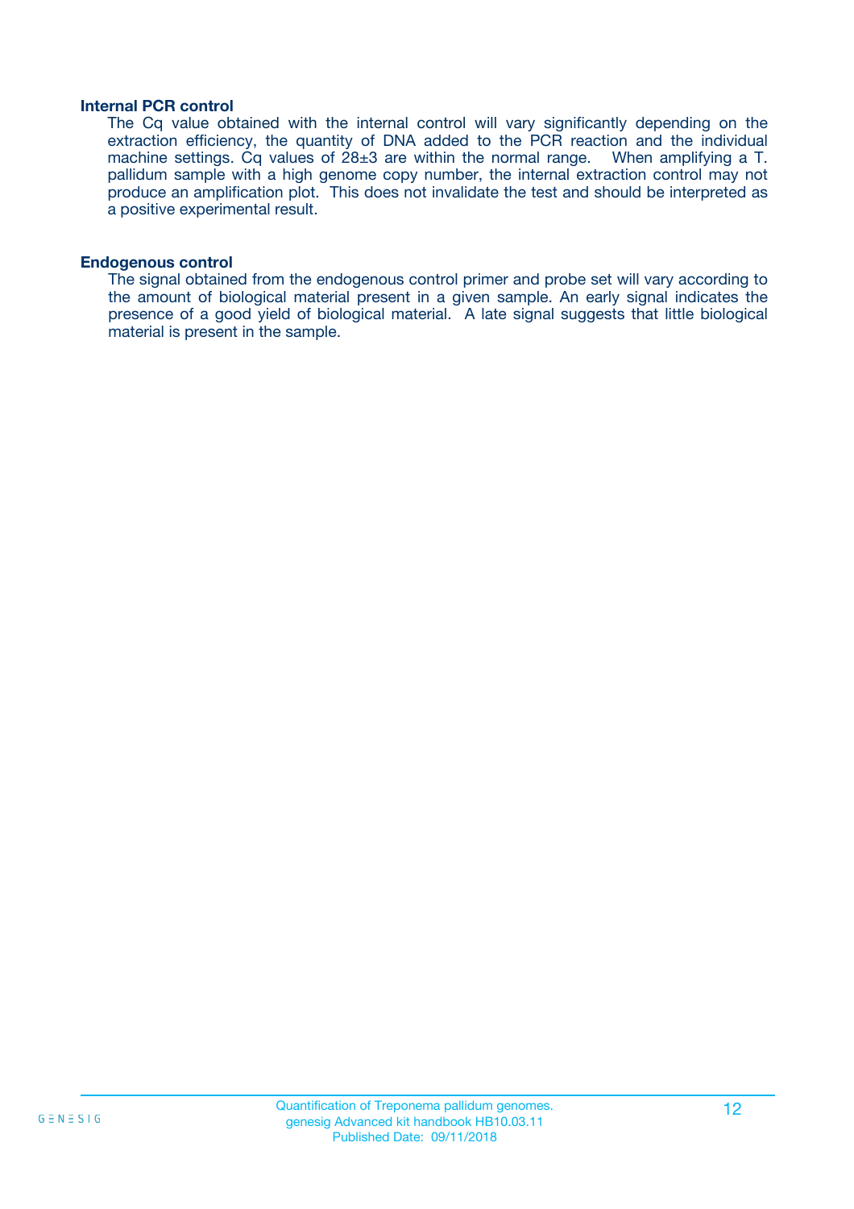### Internal PCR control

The Cq value obtained with the internal control will vary significantly depending on the extraction efficiency, the quantity of DNA added to the PCR reaction and the individual machine settings. Cq values of 28±3 are within the normal range. When amplifying a T. pallidum sample with a high genome copy number, the internal extraction control may not produce an amplification plot. This does not invalidate the test and should be interpreted as a positive experimental result.

### Endogenous control

The signal obtained from the endogenous control primer and probe set will vary according to the amount of biological material present in a given sample. An early signal indicates the presence of a good yield of biological material. A late signal suggests that little biological material is present in the sample.